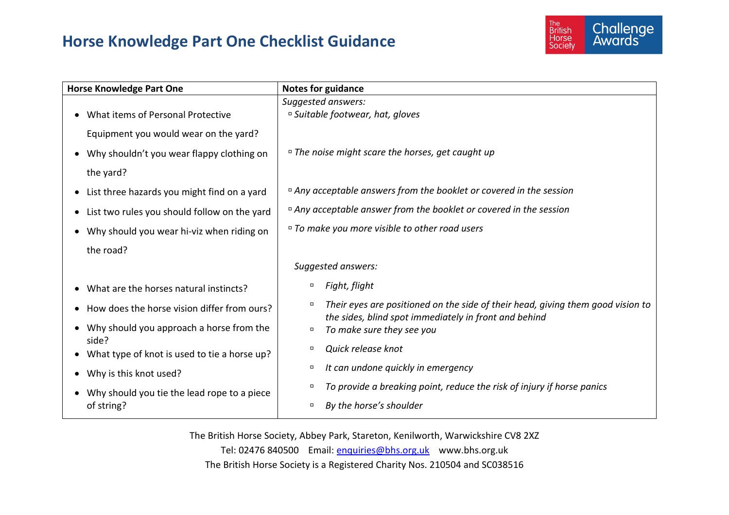# Horse Knowledge Part One Checklist Guidance

| Horse Knowledge Part One | Notes for guidance |
| --- | --- |
| | *Suggested answers:* |
| • What items of Personal Protective Equipment you would wear on the yard? | ▫ *Suitable footwear, hat, gloves* |
| • Why shouldn't you wear flappy clothing on the yard? | ▫ *The noise might scare the horses, get caught up* |
| • List three hazards you might find on a yard | ▫ *Any acceptable answers from the booklet or covered in the session* |
| • List two rules you should follow on the yard | ▫ *Any acceptable answer from the booklet or covered in the session* |
| • Why should you wear hi-viz when riding on the road? | ▫ *To make you more visible to other road users* |
| | *Suggested answers:* |
| • What are the horses natural instincts? | ▫ *Fight, flight* |
| • How does the horse vision differ from ours? | ▫ *Their eyes are positioned on the side of their head, giving them good vision to the sides, blind spot immediately in front and behind* |
| • Why should you approach a horse from the side? | ▫ *To make sure they see you* |
| • What type of knot is used to tie a horse up? | ▫ *Quick release knot* |
| • Why is this knot used? | ▫ *It can undone quickly in emergency* |
| • Why should you tie the lead rope to a piece of string? | ▫ *To provide a breaking point, reduce the risk of injury if horse panics* |
| | ▫ *By the horse's shoulder* |

The British Horse Society, Abbey Park, Stareton, Kenilworth, Warwickshire CV8 2XZ
Tel: 02476 840500 Email: enquiries@bhs.org.uk www.bhs.org.uk
The British Horse Society is a Registered Charity Nos. 210504 and SC038516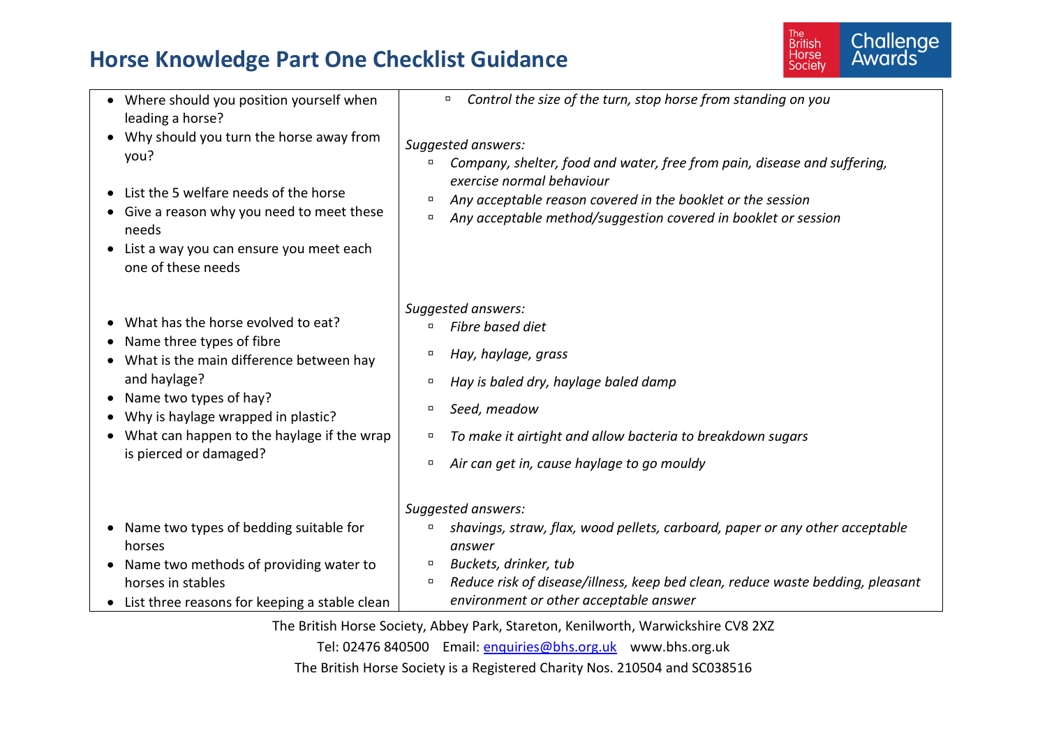# Horse Knowledge Part One Checklist Guidance

| | |
|---|---|
| • Where should you position yourself when leading a horse?<br>• Why should you turn the horse away from you? | ▫ *Control the size of the turn, stop horse from standing on you* |
| • List the 5 welfare needs of the horse<br>• Give a reason why you need to meet these needs<br>• List a way you can ensure you meet each one of these needs | *Suggested answers:*<br>▫ *Company, shelter, food and water, free from pain, disease and suffering, exercise normal behaviour*<br>▫ *Any acceptable reason covered in the booklet or the session*<br>▫ *Any acceptable method/suggestion covered in booklet or session* |
| • What has the horse evolved to eat?<br>• Name three types of fibre<br>• What is the main difference between hay and haylage?<br>• Name two types of hay?<br>• Why is haylage wrapped in plastic?<br>• What can happen to the haylage if the wrap is pierced or damaged? | *Suggested answers:*<br>▫ *Fibre based diet*<br>▫ *Hay, haylage, grass*<br>▫ *Hay is baled dry, haylage baled damp*<br>▫ *Seed, meadow*<br>▫ *To make it airtight and allow bacteria to breakdown sugars*<br>▫ *Air can get in, cause haylage to go mouldy* |
| • Name two types of bedding suitable for horses<br>• Name two methods of providing water to horses in stables<br>• List three reasons for keeping a stable clean | *Suggested answers:*<br>▫ *shavings, straw, flax, wood pellets, carboard, paper or any other acceptable answer*<br>▫ *Buckets, drinker, tub*<br>▫ *Reduce risk of disease/illness, keep bed clean, reduce waste bedding, pleasant environment or other acceptable answer* |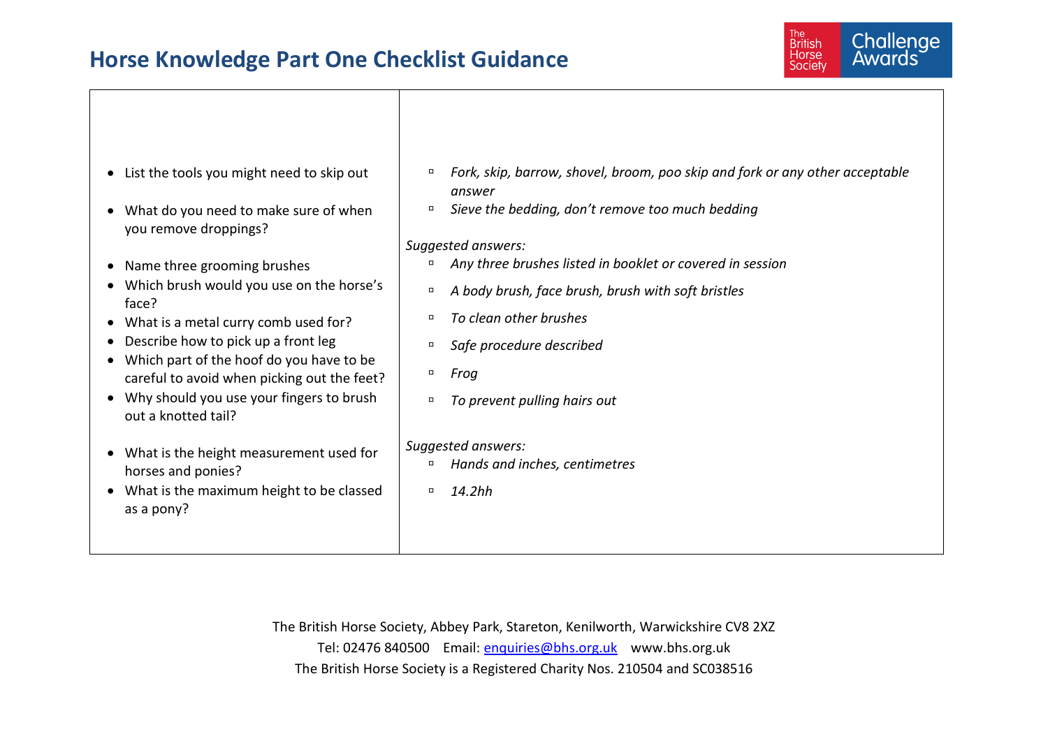# Horse Knowledge Part One Checklist Guidance

| | |
|---|---|
| • List the tools you might need to skip out<br><br>• What do you need to make sure of when you remove droppings? | ▫ *Fork, skip, barrow, shovel, broom, poo skip and fork or any other acceptable answer*<br>▫ *Sieve the bedding, don't remove too much bedding* |
| • Name three grooming brushes<br>• Which brush would you use on the horse's face?<br>• What is a metal curry comb used for?<br>• Describe how to pick up a front leg<br>• Which part of the hoof do you have to be careful to avoid when picking out the feet?<br>• Why should you use your fingers to brush out a knotted tail? | *Suggested answers:*<br>▫ *Any three brushes listed in booklet or covered in session*<br>▫ *A body brush, face brush, brush with soft bristles*<br>▫ *To clean other brushes*<br>▫ *Safe procedure described*<br>▫ *Frog*<br>▫ *To prevent pulling hairs out* |
| • What is the height measurement used for horses and ponies?<br>• What is the maximum height to be classed as a pony? | *Suggested answers:*<br>▫ *Hands and inches, centimetres*<br>▫ *14.2hh* |

The British Horse Society, Abbey Park, Stareton, Kenilworth, Warwickshire CV8 2XZ
Tel: 02476 840500 Email: enquiries@bhs.org.uk www.bhs.org.uk
The British Horse Society is a Registered Charity Nos. 210504 and SC038516